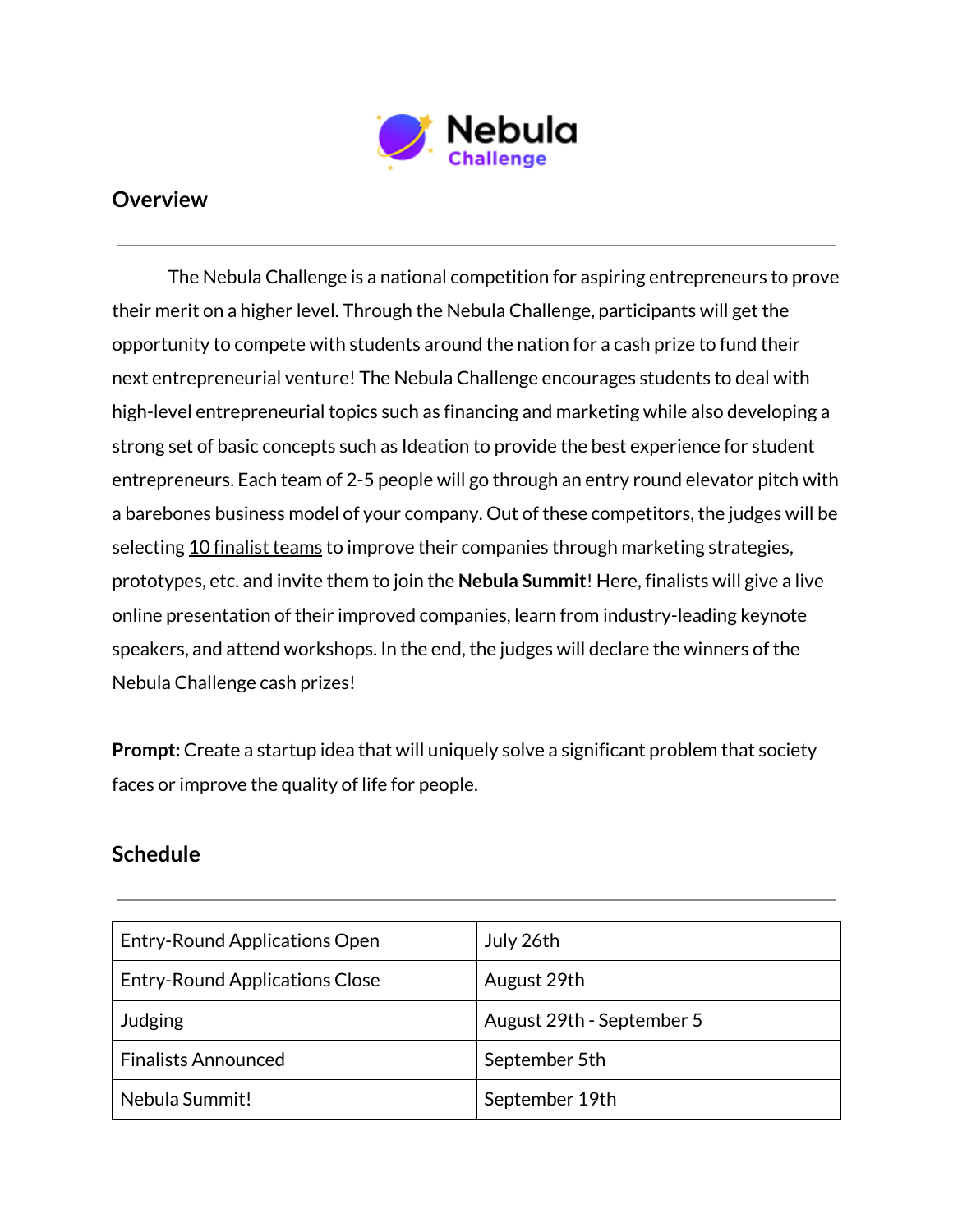# Nebula Challenge

## Overview

The Nebula Challenge is a national competition for aspiring entrepreneurs to prove their merit on a higher level. Through the Nebula Challenge, participants will get the opportunity to compete with students around the nation for a cash prize to fund their next entrepreneurial venture! The Nebula Challenge encourages students to deal with high-level entrepreneurial topics such as financing and marketing while also developing a strong set of basic concepts such as Ideation to provide the best experience for student entrepreneurs. Each team of 2-5 people will go through an entry round elevator pitch with a barebones business model of your company. Out of these competitors, the judges will be selecting <u>10 finalist teams</u> to improve their companies through marketing strategies, prototypes, etc. and invite them to join the **Nebula Summit**! Here, finalists will give a live online presentation of their improved companies, learn from industry-leading keynote speakers, and attend workshops. In the end, the judges will declare the winners of the Nebula Challenge cash prizes!

**Prompt:** Create a startup idea that will uniquely solve a significant problem that society faces or improve the quality of life for people.

## Schedule

| Event | Date |
| --- | --- |
| Entry-Round Applications Open | July 26th |
| Entry-Round Applications Close | August 29th |
| Judging | August 29th - September 5 |
| Finalists Announced | September 5th |
| Nebula Summit! | September 19th |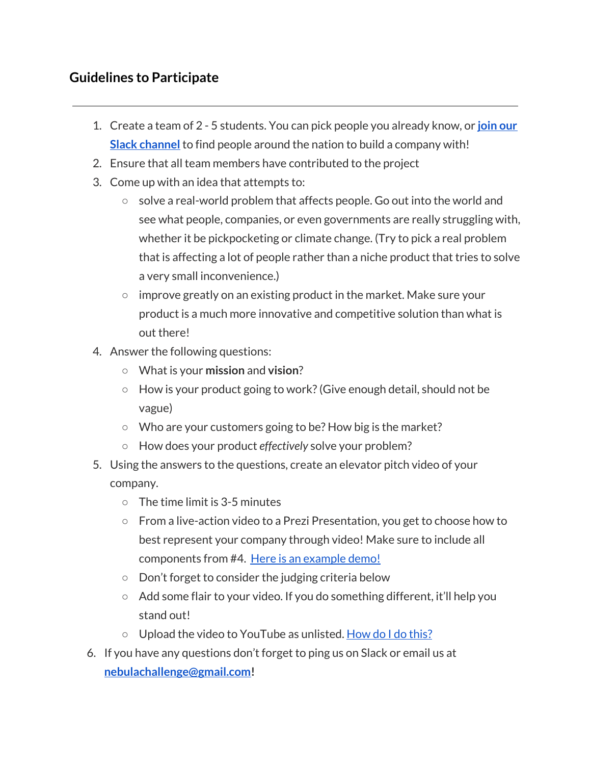## Guidelines to Participate

---

1. Create a team of 2 - 5 students. You can pick people you already know, or **join our Slack channel** to find people around the nation to build a company with!
2. Ensure that all team members have contributed to the project
3. Come up with an idea that attempts to:
   - solve a real-world problem that affects people. Go out into the world and see what people, companies, or even governments are really struggling with, whether it be pickpocketing or climate change. (Try to pick a real problem that is affecting a lot of people rather than a niche product that tries to solve a very small inconvenience.)
   - improve greatly on an existing product in the market. Make sure your product is a much more innovative and competitive solution than what is out there!
4. Answer the following questions:
   - What is your **mission** and **vision**?
   - How is your product going to work? (Give enough detail, should not be vague)
   - Who are your customers going to be? How big is the market?
   - How does your product *effectively* solve your problem?
5. Using the answers to the questions, create an elevator pitch video of your company.
   - The time limit is 3-5 minutes
   - From a live-action video to a Prezi Presentation, you get to choose how to best represent your company through video! Make sure to include all components from #4. Here is an example demo!
   - Don't forget to consider the judging criteria below
   - Add some flair to your video. If you do something different, it'll help you stand out!
   - Upload the video to YouTube as unlisted. How do I do this?
6. If you have any questions don't forget to ping us on Slack or email us at **nebulachallenge@gmail.com!**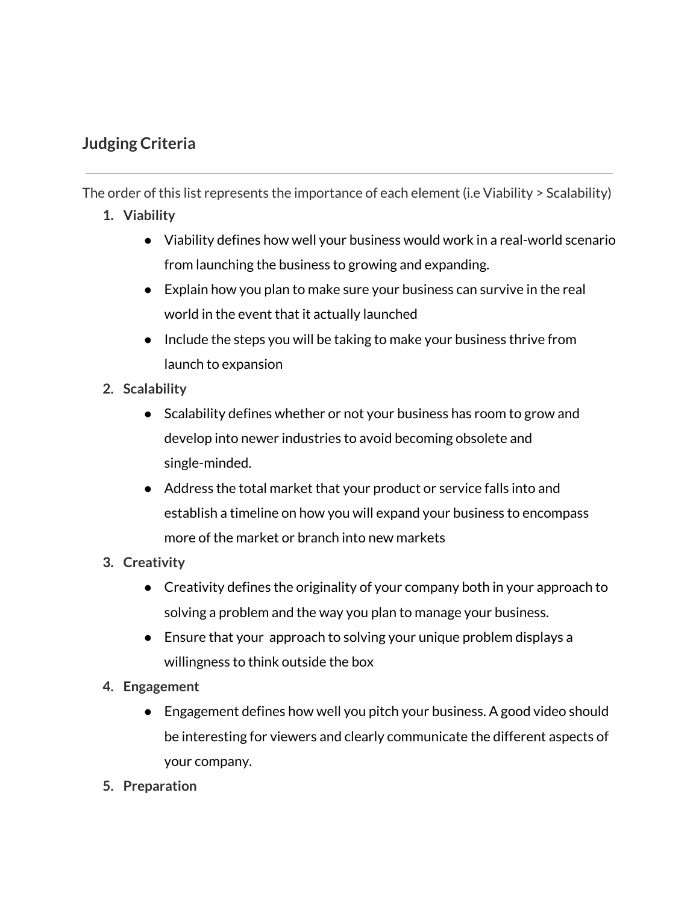## Judging Criteria

---

The order of this list represents the importance of each element (i.e Viability > Scalability)

1. **Viability**
    - Viability defines how well your business would work in a real-world scenario from launching the business to growing and expanding.
    - Explain how you plan to make sure your business can survive in the real world in the event that it actually launched
    - Include the steps you will be taking to make your business thrive from launch to expansion
2. **Scalability**
    - Scalability defines whether or not your business has room to grow and develop into newer industries to avoid becoming obsolete and single-minded.
    - Address the total market that your product or service falls into and establish a timeline on how you will expand your business to encompass more of the market or branch into new markets
3. **Creativity**
    - Creativity defines the originality of your company both in your approach to solving a problem and the way you plan to manage your business.
    - Ensure that your approach to solving your unique problem displays a willingness to think outside the box
4. **Engagement**
    - Engagement defines how well you pitch your business. A good video should be interesting for viewers and clearly communicate the different aspects of your company.
5. **Preparation**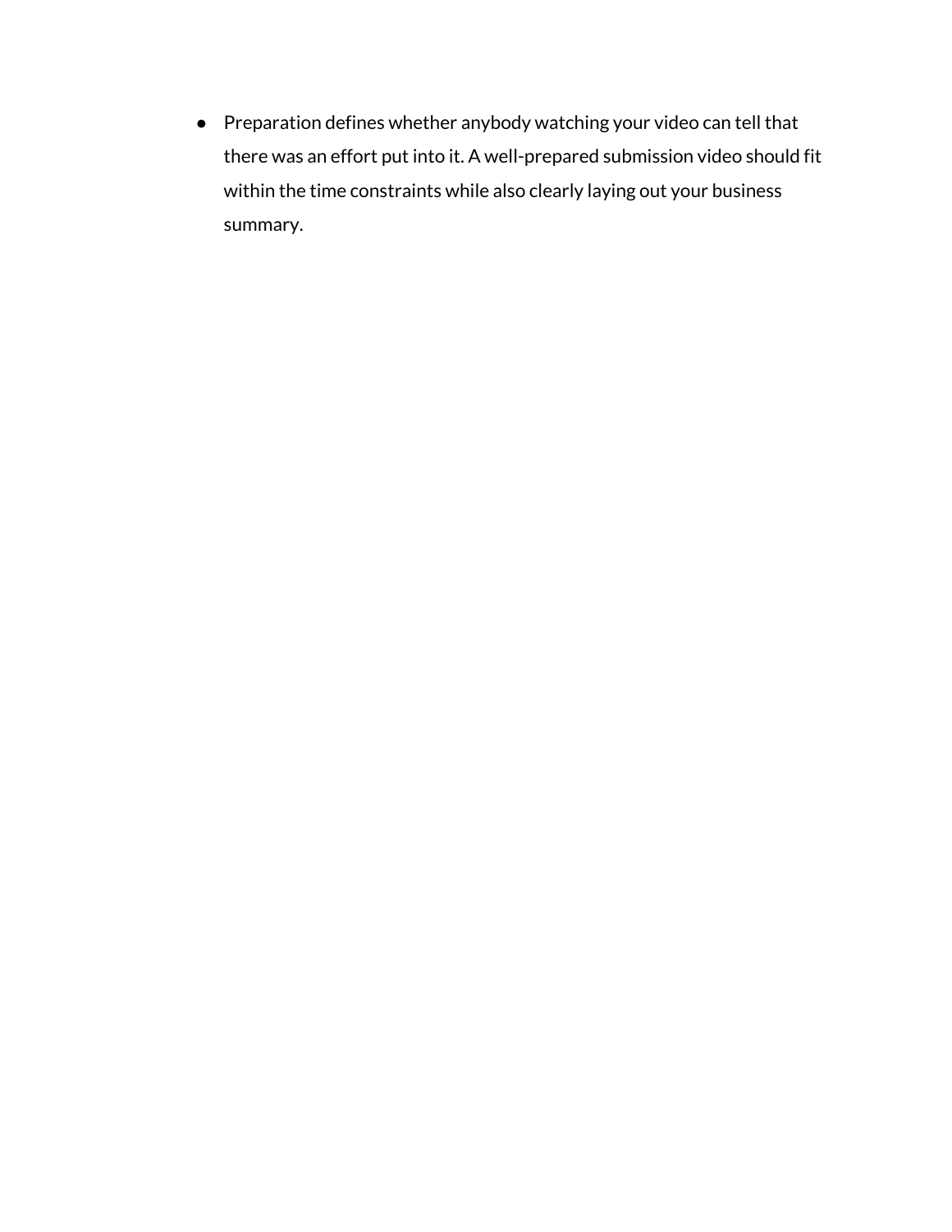- Preparation defines whether anybody watching your video can tell that there was an effort put into it. A well-prepared submission video should fit within the time constraints while also clearly laying out your business summary.